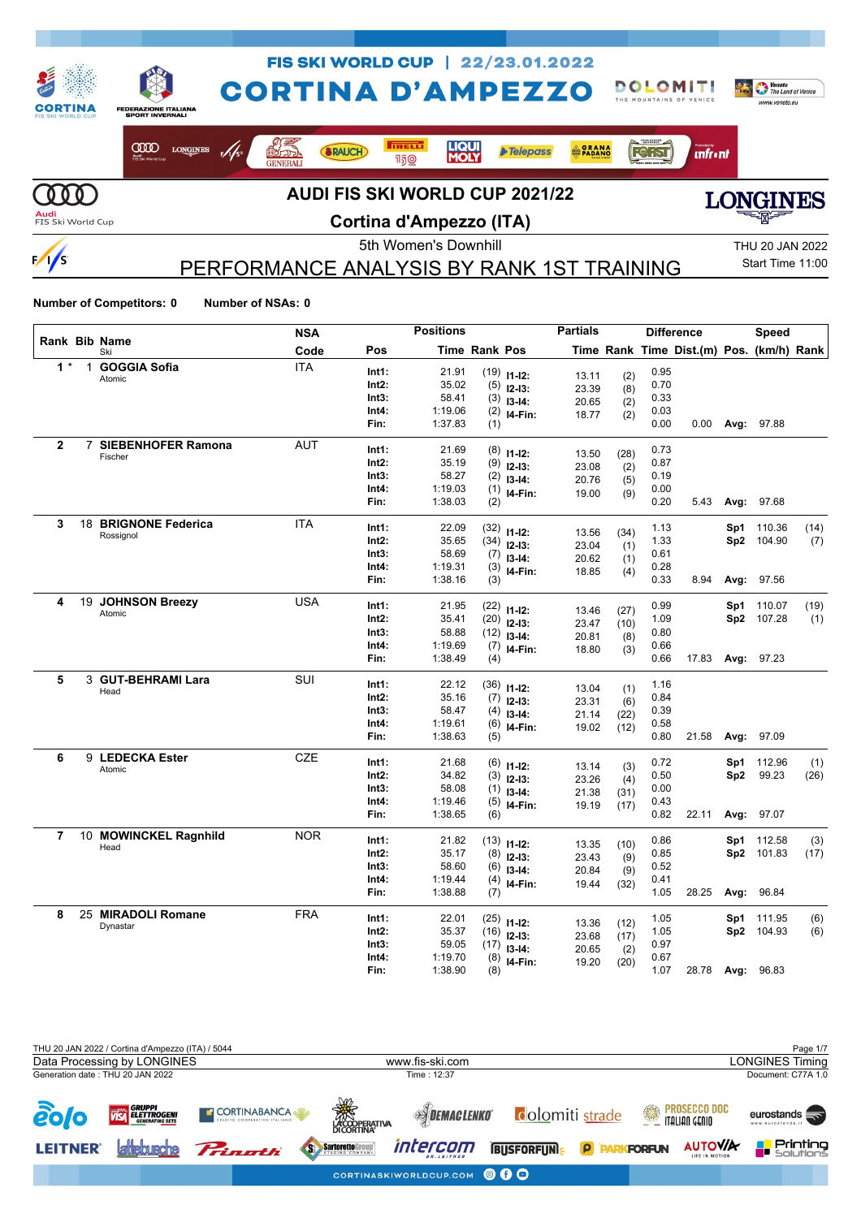# FIS SKI WORLD CUP | 22/23.01.2022

# CORTINA D'AMPEZZO

## AUDI FIS SKI WORLD CUP 2021/22

## Cortina d'Ampezzo (ITA)

5th Women's Downhill

THU 20 JAN 2022

Start Time 11:00

## PERFORMANCE ANALYSIS BY RANK 1ST TRAINING

**Number of Competitors: 0** **Number of NSAs: 0**

| Rank | Bib | Name / Ski | NSA Code | Pos | Time | Rank | Pos | Partials Time | Rank | Difference Time | Dist.(m) | Pos. | Speed (km/h) | Rank |
|---|---|---|---|---|---|---|---|---|---|---|---|---|---|---|
| 1 * | 1 | **GOGGIA Sofia** Atomic | ITA | Int1: | 21.91 | (19) | I1-I2: | 13.11 | (2) | 0.95 | | | | |
| | | | | Int2: | 35.02 | (5) | I2-I3: | 23.39 | (8) | 0.70 | | | | |
| | | | | Int3: | 58.41 | (3) | I3-I4: | 20.65 | (2) | 0.33 | | | | |
| | | | | Int4: | 1:19.06 | (2) | I4-Fin: | 18.77 | (2) | 0.03 | | | | |
| | | | | Fin: | 1:37.83 | (1) | | | | 0.00 | 0.00 | Avg: | 97.88 | |
| 2 | 7 | **SIEBENHOFER Ramona** Fischer | AUT | Int1: | 21.69 | (8) | I1-I2: | 13.50 | (28) | 0.73 | | | | |
| | | | | Int2: | 35.19 | (9) | I2-I3: | 23.08 | (2) | 0.87 | | | | |
| | | | | Int3: | 58.27 | (2) | I3-I4: | 20.76 | (5) | 0.19 | | | | |
| | | | | Int4: | 1:19.03 | (1) | I4-Fin: | 19.00 | (9) | 0.00 | | | | |
| | | | | Fin: | 1:38.03 | (2) | | | | 0.20 | 5.43 | Avg: | 97.68 | |
| 3 | 18 | **BRIGNONE Federica** Rossignol | ITA | Int1: | 22.09 | (32) | I1-I2: | 13.56 | (34) | 1.13 | | Sp1 | 110.36 | (14) |
| | | | | Int2: | 35.65 | (34) | I2-I3: | 23.04 | (1) | 1.33 | | Sp2 | 104.90 | (7) |
| | | | | Int3: | 58.69 | (7) | I3-I4: | 20.62 | (1) | 0.61 | | | | |
| | | | | Int4: | 1:19.31 | (3) | I4-Fin: | 18.85 | (4) | 0.28 | | | | |
| | | | | Fin: | 1:38.16 | (3) | | | | 0.33 | 8.94 | Avg: | 97.56 | |
| 4 | 19 | **JOHNSON Breezy** Atomic | USA | Int1: | 21.95 | (22) | I1-I2: | 13.46 | (27) | 0.99 | | Sp1 | 110.07 | (19) |
| | | | | Int2: | 35.41 | (20) | I2-I3: | 23.47 | (10) | 1.09 | | Sp2 | 107.28 | (1) |
| | | | | Int3: | 58.88 | (12) | I3-I4: | 20.81 | (8) | 0.80 | | | | |
| | | | | Int4: | 1:19.69 | (7) | I4-Fin: | 18.80 | (3) | 0.66 | | | | |
| | | | | Fin: | 1:38.49 | (4) | | | | 0.66 | 17.83 | Avg: | 97.23 | |
| 5 | 3 | **GUT-BEHRAMI Lara** Head | SUI | Int1: | 22.12 | (36) | I1-I2: | 13.04 | (1) | 1.16 | | | | |
| | | | | Int2: | 35.16 | (7) | I2-I3: | 23.31 | (6) | 0.84 | | | | |
| | | | | Int3: | 58.47 | (4) | I3-I4: | 21.14 | (22) | 0.39 | | | | |
| | | | | Int4: | 1:19.61 | (6) | I4-Fin: | 19.02 | (12) | 0.58 | | | | |
| | | | | Fin: | 1:38.63 | (5) | | | | 0.80 | 21.58 | Avg: | 97.09 | |
| 6 | 9 | **LEDECKA Ester** Atomic | CZE | Int1: | 21.68 | (6) | I1-I2: | 13.14 | (3) | 0.72 | | Sp1 | 112.96 | (1) |
| | | | | Int2: | 34.82 | (3) | I2-I3: | 23.26 | (4) | 0.50 | | Sp2 | 99.23 | (26) |
| | | | | Int3: | 58.08 | (1) | I3-I4: | 21.38 | (31) | 0.00 | | | | |
| | | | | Int4: | 1:19.46 | (5) | I4-Fin: | 19.19 | (17) | 0.43 | | | | |
| | | | | Fin: | 1:38.65 | (6) | | | | 0.82 | 22.11 | Avg: | 97.07 | |
| 7 | 10 | **MOWINCKEL Ragnhild** Head | NOR | Int1: | 21.82 | (13) | I1-I2: | 13.35 | (10) | 0.86 | | Sp1 | 112.58 | (3) |
| | | | | Int2: | 35.17 | (8) | I2-I3: | 23.43 | (9) | 0.85 | | Sp2 | 101.83 | (17) |
| | | | | Int3: | 58.60 | (6) | I3-I4: | 20.84 | (9) | 0.52 | | | | |
| | | | | Int4: | 1:19.44 | (4) | I4-Fin: | 19.44 | (32) | 0.41 | | | | |
| | | | | Fin: | 1:38.88 | (7) | | | | 1.05 | 28.25 | Avg: | 96.84 | |
| 8 | 25 | **MIRADOLI Romane** Dynastar | FRA | Int1: | 22.01 | (25) | I1-I2: | 13.36 | (12) | 1.05 | | Sp1 | 111.95 | (6) |
| | | | | Int2: | 35.37 | (16) | I2-I3: | 23.68 | (17) | 1.05 | | Sp2 | 104.93 | (6) |
| | | | | Int3: | 59.05 | (17) | I3-I4: | 20.65 | (2) | 0.97 | | | | |
| | | | | Int4: | 1:19.70 | (8) | I4-Fin: | 19.20 | (20) | 0.67 | | | | |
| | | | | Fin: | 1:38.90 | (8) | | | | 1.07 | 28.78 | Avg: | 96.83 | |

THU 20 JAN 2022 / Cortina d'Ampezzo (ITA) / 5044

Data Processing by LONGINES — www.fis-ski.com — LONGINES Timing

Generation date : THU 20 JAN 2022 — Time : 12:37 — Document: C77A 1.0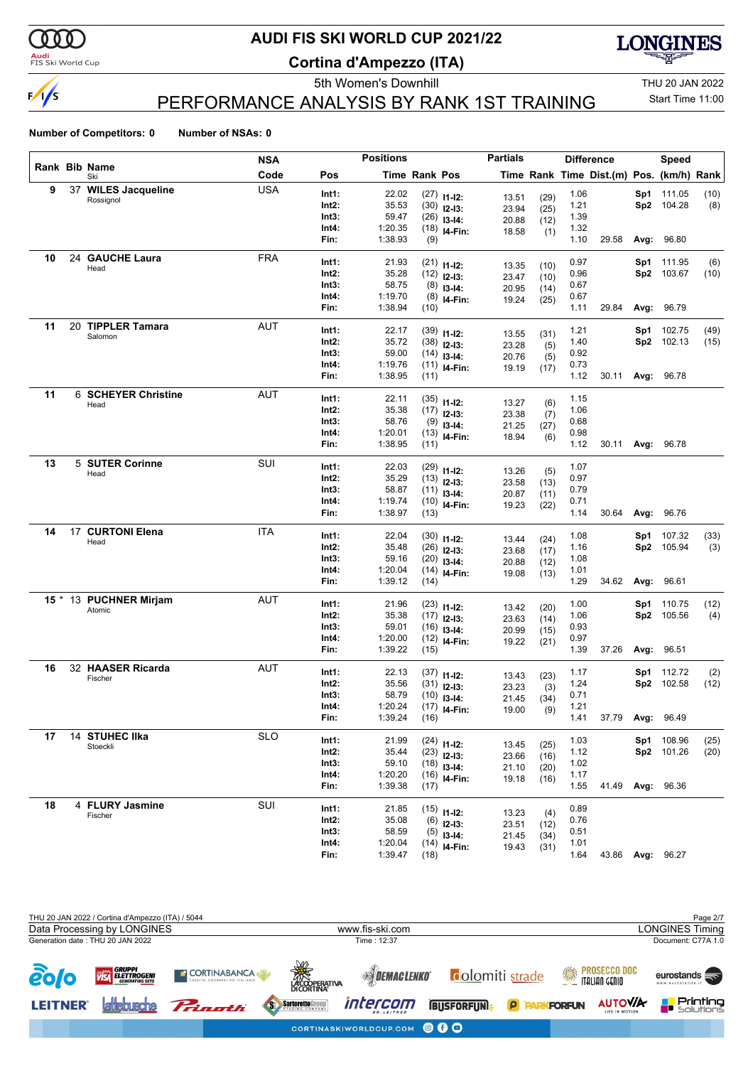# AUDI FIS SKI WORLD CUP 2021/22

## Cortina d'Ampezzo (ITA)

5th Women's Downhill

THU 20 JAN 2022

Start Time 11:00

## PERFORMANCE ANALYSIS BY RANK 1ST TRAINING

**Number of Competitors: 0** **Number of NSAs: 0**

| Rank | Bib | Name / Ski | NSA Code | Pos | Time | Rank | Pos | Partials Time | Rank | Difference Time | Dist.(m) | Pos. | Speed (km/h) | Rank |
|---|---|---|---|---|---|---|---|---|---|---|---|---|---|---|
| 9 | 37 | **WILES Jacqueline** Rossignol | USA | Int1: | 22.02 | (27) | I1-I2: | 13.51 | (29) | 1.06 | | Sp1 | 111.05 | (10) |
| | | | | Int2: | 35.53 | (30) | I2-I3: | 23.94 | (25) | 1.21 | | Sp2 | 104.28 | (8) |
| | | | | Int3: | 59.47 | (26) | I3-I4: | 20.88 | (12) | 1.39 | | | | |
| | | | | Int4: | 1:20.35 | (18) | I4-Fin: | 18.58 | (1) | 1.32 | | | | |
| | | | | Fin: | 1:38.93 | (9) | | | | 1.10 | 29.58 | Avg: | 96.80 | |
| 10 | 24 | **GAUCHE Laura** Head | FRA | Int1: | 21.93 | (21) | I1-I2: | 13.35 | (10) | 0.97 | | Sp1 | 111.95 | (6) |
| | | | | Int2: | 35.28 | (12) | I2-I3: | 23.47 | (10) | 0.96 | | Sp2 | 103.67 | (10) |
| | | | | Int3: | 58.75 | (8) | I3-I4: | 20.95 | (14) | 0.67 | | | | |
| | | | | Int4: | 1:19.70 | (8) | I4-Fin: | 19.24 | (25) | 0.67 | | | | |
| | | | | Fin: | 1:38.94 | (10) | | | | 1.11 | 29.84 | Avg: | 96.79 | |
| 11 | 20 | **TIPPLER Tamara** Salomon | AUT | Int1: | 22.17 | (39) | I1-I2: | 13.55 | (31) | 1.21 | | Sp1 | 102.75 | (49) |
| | | | | Int2: | 35.72 | (38) | I2-I3: | 23.28 | (5) | 1.40 | | Sp2 | 102.13 | (15) |
| | | | | Int3: | 59.00 | (14) | I3-I4: | 20.76 | (5) | 0.92 | | | | |
| | | | | Int4: | 1:19.76 | (11) | I4-Fin: | 19.19 | (17) | 0.73 | | | | |
| | | | | Fin: | 1:38.95 | (11) | | | | 1.12 | 30.11 | Avg: | 96.78 | |
| 11 | 6 | **SCHEYER Christine** Head | AUT | Int1: | 22.11 | (35) | I1-I2: | 13.27 | (6) | 1.15 | | | | |
| | | | | Int2: | 35.38 | (17) | I2-I3: | 23.38 | (7) | 1.06 | | | | |
| | | | | Int3: | 58.76 | (9) | I3-I4: | 21.25 | (27) | 0.68 | | | | |
| | | | | Int4: | 1:20.01 | (13) | I4-Fin: | 18.94 | (6) | 0.98 | | | | |
| | | | | Fin: | 1:38.95 | (11) | | | | 1.12 | 30.11 | Avg: | 96.78 | |
| 13 | 5 | **SUTER Corinne** Head | SUI | Int1: | 22.03 | (29) | I1-I2: | 13.26 | (5) | 1.07 | | | | |
| | | | | Int2: | 35.29 | (13) | I2-I3: | 23.58 | (13) | 0.97 | | | | |
| | | | | Int3: | 58.87 | (11) | I3-I4: | 20.87 | (11) | 0.79 | | | | |
| | | | | Int4: | 1:19.74 | (10) | I4-Fin: | 19.23 | (22) | 0.71 | | | | |
| | | | | Fin: | 1:38.97 | (13) | | | | 1.14 | 30.64 | Avg: | 96.76 | |
| 14 | 17 | **CURTONI Elena** Head | ITA | Int1: | 22.04 | (30) | I1-I2: | 13.44 | (24) | 1.08 | | Sp1 | 107.32 | (33) |
| | | | | Int2: | 35.48 | (26) | I2-I3: | 23.68 | (17) | 1.16 | | Sp2 | 105.94 | (3) |
| | | | | Int3: | 59.16 | (20) | I3-I4: | 20.88 | (12) | 1.08 | | | | |
| | | | | Int4: | 1:20.04 | (14) | I4-Fin: | 19.08 | (13) | 1.01 | | | | |
| | | | | Fin: | 1:39.12 | (14) | | | | 1.29 | 34.62 | Avg: | 96.61 | |
| 15 * | 13 | **PUCHNER Mirjam** Atomic | AUT | Int1: | 21.96 | (23) | I1-I2: | 13.42 | (20) | 1.00 | | Sp1 | 110.75 | (12) |
| | | | | Int2: | 35.38 | (17) | I2-I3: | 23.63 | (14) | 1.06 | | Sp2 | 105.56 | (4) |
| | | | | Int3: | 59.01 | (16) | I3-I4: | 20.99 | (15) | 0.93 | | | | |
| | | | | Int4: | 1:20.00 | (12) | I4-Fin: | 19.22 | (21) | 0.97 | | | | |
| | | | | Fin: | 1:39.22 | (15) | | | | 1.39 | 37.26 | Avg: | 96.51 | |
| 16 | 32 | **HAASER Ricarda** Fischer | AUT | Int1: | 22.13 | (37) | I1-I2: | 13.43 | (23) | 1.17 | | Sp1 | 112.72 | (2) |
| | | | | Int2: | 35.56 | (31) | I2-I3: | 23.23 | (3) | 1.24 | | Sp2 | 102.58 | (12) |
| | | | | Int3: | 58.79 | (10) | I3-I4: | 21.45 | (34) | 0.71 | | | | |
| | | | | Int4: | 1:20.24 | (17) | I4-Fin: | 19.00 | (9) | 1.21 | | | | |
| | | | | Fin: | 1:39.24 | (16) | | | | 1.41 | 37.79 | Avg: | 96.49 | |
| 17 | 14 | **STUHEC Ilka** Stoeckli | SLO | Int1: | 21.99 | (24) | I1-I2: | 13.45 | (25) | 1.03 | | Sp1 | 108.96 | (25) |
| | | | | Int2: | 35.44 | (23) | I2-I3: | 23.66 | (16) | 1.12 | | Sp2 | 101.26 | (20) |
| | | | | Int3: | 59.10 | (18) | I3-I4: | 21.10 | (20) | 1.02 | | | | |
| | | | | Int4: | 1:20.20 | (16) | I4-Fin: | 19.18 | (16) | 1.17 | | | | |
| | | | | Fin: | 1:39.38 | (17) | | | | 1.55 | 41.49 | Avg: | 96.36 | |
| 18 | 4 | **FLURY Jasmine** Fischer | SUI | Int1: | 21.85 | (15) | I1-I2: | 13.23 | (4) | 0.89 | | | | |
| | | | | Int2: | 35.08 | (6) | I2-I3: | 23.51 | (12) | 0.76 | | | | |
| | | | | Int3: | 58.59 | (5) | I3-I4: | 21.45 | (34) | 0.51 | | | | |
| | | | | Int4: | 1:20.04 | (14) | I4-Fin: | 19.43 | (31) | 1.01 | | | | |
| | | | | Fin: | 1:39.47 | (18) | | | | 1.64 | 43.86 | Avg: | 96.27 | |

THU 20 JAN 2022 / Cortina d'Ampezzo (ITA) / 5044

Data Processing by LONGINES — www.fis-ski.com — LONGINES Timing

Generation date : THU 20 JAN 2022 — Time : 12:37 — Document: C77A 1.0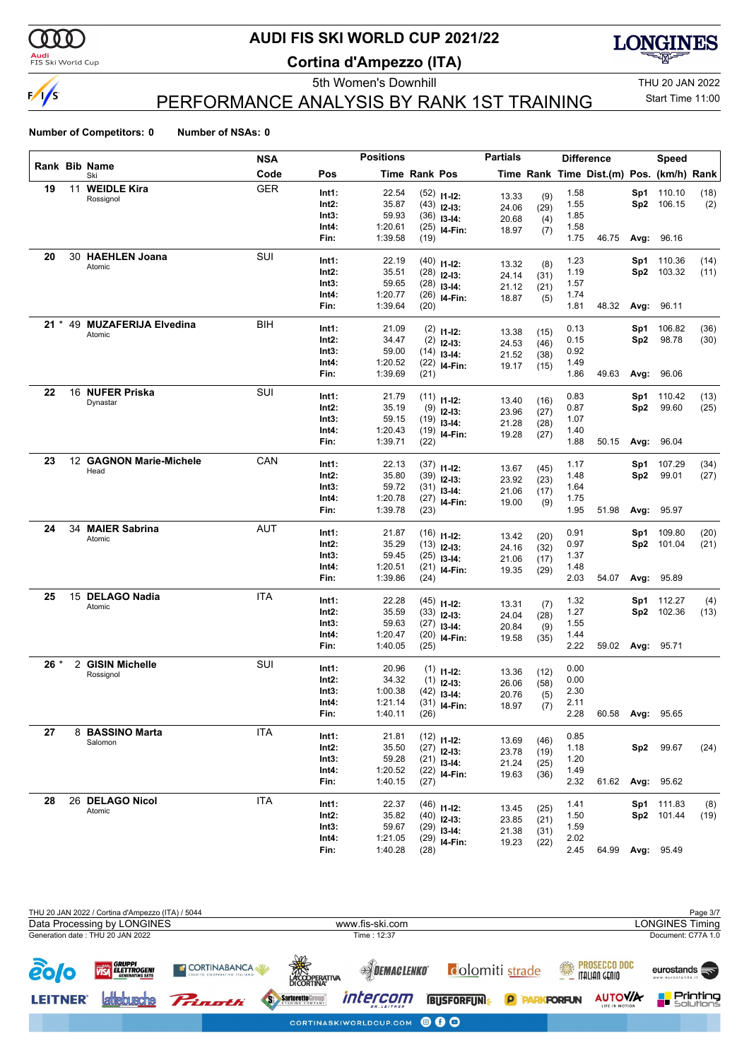# AUDI FIS SKI WORLD CUP 2021/22

## Cortina d'Ampezzo (ITA)

5th Women's Downhill

THU 20 JAN 2022

Start Time 11:00

## PERFORMANCE ANALYSIS BY RANK 1ST TRAINING

**Number of Competitors: 0** **Number of NSAs: 0**

| Rank | Bib | Name / Ski | NSA Code | Pos | Time | Rank | Pos | Time | Rank | Time | Dist.(m) | Pos. | (km/h) | Rank |
|---|---|---|---|---|---|---|---|---|---|---|---|---|---|---|
| | | | | Positions | | | Partials | | | Difference | | Speed | | |
| 19 | 11 | **WEIDLE Kira** Rossignol | GER | Int1: | 22.54 | (52) | I1-I2: | 13.33 | (9) | 1.58 | | Sp1 | 110.10 | (18) |
| | | | | Int2: | 35.87 | (43) | I2-I3: | 24.06 | (29) | 1.55 | | Sp2 | 106.15 | (2) |
| | | | | Int3: | 59.93 | (36) | I3-I4: | 20.68 | (4) | 1.85 | | | | |
| | | | | Int4: | 1:20.61 | (25) | I4-Fin: | 18.97 | (7) | 1.58 | | | | |
| | | | | Fin: | 1:39.58 | (19) | | | | 1.75 | 46.75 | Avg: | 96.16 | |
| 20 | 30 | **HAEHLEN Joana** Atomic | SUI | Int1: | 22.19 | (40) | I1-I2: | 13.32 | (8) | 1.23 | | Sp1 | 110.36 | (14) |
| | | | | Int2: | 35.51 | (28) | I2-I3: | 24.14 | (31) | 1.19 | | Sp2 | 103.32 | (11) |
| | | | | Int3: | 59.65 | (28) | I3-I4: | 21.12 | (21) | 1.57 | | | | |
| | | | | Int4: | 1:20.77 | (26) | I4-Fin: | 18.87 | (5) | 1.74 | | | | |
| | | | | Fin: | 1:39.64 | (20) | | | | 1.81 | 48.32 | Avg: | 96.11 | |
| 21 * | 49 | **MUZAFERIJA Elvedina** Atomic | BIH | Int1: | 21.09 | (2) | I1-I2: | 13.38 | (15) | 0.13 | | Sp1 | 106.82 | (36) |
| | | | | Int2: | 34.47 | (2) | I2-I3: | 24.53 | (46) | 0.15 | | Sp2 | 98.78 | (30) |
| | | | | Int3: | 59.00 | (14) | I3-I4: | 21.52 | (38) | 0.92 | | | | |
| | | | | Int4: | 1:20.52 | (22) | I4-Fin: | 19.17 | (15) | 1.49 | | | | |
| | | | | Fin: | 1:39.69 | (21) | | | | 1.86 | 49.63 | Avg: | 96.06 | |
| 22 | 16 | **NUFER Priska** Dynastar | SUI | Int1: | 21.79 | (11) | I1-I2: | 13.40 | (16) | 0.83 | | Sp1 | 110.42 | (13) |
| | | | | Int2: | 35.19 | (9) | I2-I3: | 23.96 | (27) | 0.87 | | Sp2 | 99.60 | (25) |
| | | | | Int3: | 59.15 | (19) | I3-I4: | 21.28 | (28) | 1.07 | | | | |
| | | | | Int4: | 1:20.43 | (19) | I4-Fin: | 19.28 | (27) | 1.40 | | | | |
| | | | | Fin: | 1:39.71 | (22) | | | | 1.88 | 50.15 | Avg: | 96.04 | |
| 23 | 12 | **GAGNON Marie-Michele** Head | CAN | Int1: | 22.13 | (37) | I1-I2: | 13.67 | (45) | 1.17 | | Sp1 | 107.29 | (34) |
| | | | | Int2: | 35.80 | (39) | I2-I3: | 23.92 | (23) | 1.48 | | Sp2 | 99.01 | (27) |
| | | | | Int3: | 59.72 | (31) | I3-I4: | 21.06 | (17) | 1.64 | | | | |
| | | | | Int4: | 1:20.78 | (27) | I4-Fin: | 19.00 | (9) | 1.75 | | | | |
| | | | | Fin: | 1:39.78 | (23) | | | | 1.95 | 51.98 | Avg: | 95.97 | |
| 24 | 34 | **MAIER Sabrina** Atomic | AUT | Int1: | 21.87 | (16) | I1-I2: | 13.42 | (20) | 0.91 | | Sp1 | 109.80 | (20) |
| | | | | Int2: | 35.29 | (13) | I2-I3: | 24.16 | (32) | 0.97 | | Sp2 | 101.04 | (21) |
| | | | | Int3: | 59.45 | (25) | I3-I4: | 21.06 | (17) | 1.37 | | | | |
| | | | | Int4: | 1:20.51 | (21) | I4-Fin: | 19.35 | (29) | 1.48 | | | | |
| | | | | Fin: | 1:39.86 | (24) | | | | 2.03 | 54.07 | Avg: | 95.89 | |
| 25 | 15 | **DELAGO Nadia** Atomic | ITA | Int1: | 22.28 | (45) | I1-I2: | 13.31 | (7) | 1.32 | | Sp1 | 112.27 | (4) |
| | | | | Int2: | 35.59 | (33) | I2-I3: | 24.04 | (28) | 1.27 | | Sp2 | 102.36 | (13) |
| | | | | Int3: | 59.63 | (27) | I3-I4: | 20.84 | (9) | 1.55 | | | | |
| | | | | Int4: | 1:20.47 | (20) | I4-Fin: | 19.58 | (35) | 1.44 | | | | |
| | | | | Fin: | 1:40.05 | (25) | | | | 2.22 | 59.02 | Avg: | 95.71 | |
| 26 * | 2 | **GISIN Michelle** Rossignol | SUI | Int1: | 20.96 | (1) | I1-I2: | 13.36 | (12) | 0.00 | | | | |
| | | | | Int2: | 34.32 | (1) | I2-I3: | 26.06 | (58) | 0.00 | | | | |
| | | | | Int3: | 1:00.38 | (42) | I3-I4: | 20.76 | (5) | 2.30 | | | | |
| | | | | Int4: | 1:21.14 | (31) | I4-Fin: | 18.97 | (7) | 2.11 | | | | |
| | | | | Fin: | 1:40.11 | (26) | | | | 2.28 | 60.58 | Avg: | 95.65 | |
| 27 | 8 | **BASSINO Marta** Salomon | ITA | Int1: | 21.81 | (12) | I1-I2: | 13.69 | (46) | 0.85 | | | | |
| | | | | Int2: | 35.50 | (27) | I2-I3: | 23.78 | (19) | 1.18 | | Sp2 | 99.67 | (24) |
| | | | | Int3: | 59.28 | (21) | I3-I4: | 21.24 | (25) | 1.20 | | | | |
| | | | | Int4: | 1:20.52 | (22) | I4-Fin: | 19.63 | (36) | 1.49 | | | | |
| | | | | Fin: | 1:40.15 | (27) | | | | 2.32 | 61.62 | Avg: | 95.62 | |
| 28 | 26 | **DELAGO Nicol** Atomic | ITA | Int1: | 22.37 | (46) | I1-I2: | 13.45 | (25) | 1.41 | | Sp1 | 111.83 | (8) |
| | | | | Int2: | 35.82 | (40) | I2-I3: | 23.85 | (21) | 1.50 | | Sp2 | 101.44 | (19) |
| | | | | Int3: | 59.67 | (29) | I3-I4: | 21.38 | (31) | 1.59 | | | | |
| | | | | Int4: | 1:21.05 | (29) | I4-Fin: | 19.23 | (22) | 2.02 | | | | |
| | | | | Fin: | 1:40.28 | (28) | | | | 2.45 | 64.99 | Avg: | 95.49 | |

THU 20 JAN 2022 / Cortina d'Ampezzo (ITA) / 5044

Data Processing by LONGINES — www.fis-ski.com — LONGINES Timing

Generation date : THU 20 JAN 2022 — Time : 12:37 — Document: C77A 1.0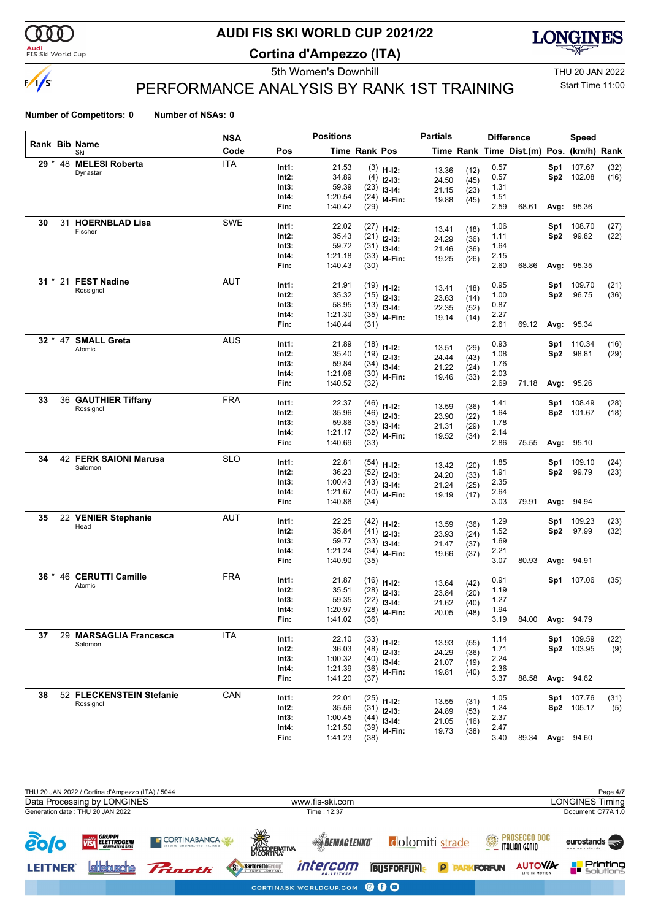# AUDI FIS SKI WORLD CUP 2021/22

## Cortina d'Ampezzo (ITA)

5th Women's Downhill

THU 20 JAN 2022

Start Time 11:00

## PERFORMANCE ANALYSIS BY RANK 1ST TRAINING

**Number of Competitors: 0** **Number of NSAs: 0**

| Rank | Bib | Name / Ski | NSA Code | Pos | Positions Time | Positions Rank | Partials Pos | Partials Time | Partials Rank | Difference Time | Difference Dist.(m) | Speed Pos. | Speed (km/h) | Speed Rank |
|---|---|---|---|---|---|---|---|---|---|---|---|---|---|---|
| 29 * | 48 | **MELESI Roberta** Dynastar | ITA | Int1: | 21.53 | (3) | I1-I2: | 13.36 | (12) | 0.57 | | Sp1 | 107.67 | (32) |
| | | | | Int2: | 34.89 | (4) | I2-I3: | 24.50 | (45) | 0.57 | | Sp2 | 102.08 | (16) |
| | | | | Int3: | 59.39 | (23) | I3-I4: | 21.15 | (23) | 1.31 | | | | |
| | | | | Int4: | 1:20.54 | (24) | I4-Fin: | 19.88 | (45) | 1.51 | | | | |
| | | | | Fin: | 1:40.42 | (29) | | | | 2.59 | 68.61 | Avg: | 95.36 | |
| 30 | 31 | **HOERNBLAD Lisa** Fischer | SWE | Int1: | 22.02 | (27) | I1-I2: | 13.41 | (18) | 1.06 | | Sp1 | 108.70 | (27) |
| | | | | Int2: | 35.43 | (21) | I2-I3: | 24.29 | (36) | 1.11 | | Sp2 | 99.82 | (22) |
| | | | | Int3: | 59.72 | (31) | I3-I4: | 21.46 | (36) | 1.64 | | | | |
| | | | | Int4: | 1:21.18 | (33) | I4-Fin: | 19.25 | (26) | 2.15 | | | | |
| | | | | Fin: | 1:40.43 | (30) | | | | 2.60 | 68.86 | Avg: | 95.35 | |
| 31 * | 21 | **FEST Nadine** Rossignol | AUT | Int1: | 21.91 | (19) | I1-I2: | 13.41 | (18) | 0.95 | | Sp1 | 109.70 | (21) |
| | | | | Int2: | 35.32 | (15) | I2-I3: | 23.63 | (14) | 1.00 | | Sp2 | 96.75 | (36) |
| | | | | Int3: | 58.95 | (13) | I3-I4: | 22.35 | (52) | 0.87 | | | | |
| | | | | Int4: | 1:21.30 | (35) | I4-Fin: | 19.14 | (14) | 2.27 | | | | |
| | | | | Fin: | 1:40.44 | (31) | | | | 2.61 | 69.12 | Avg: | 95.34 | |
| 32 * | 47 | **SMALL Greta** Atomic | AUS | Int1: | 21.89 | (18) | I1-I2: | 13.51 | (29) | 0.93 | | Sp1 | 110.34 | (16) |
| | | | | Int2: | 35.40 | (19) | I2-I3: | 24.44 | (43) | 1.08 | | Sp2 | 98.81 | (29) |
| | | | | Int3: | 59.84 | (34) | I3-I4: | 21.22 | (24) | 1.76 | | | | |
| | | | | Int4: | 1:21.06 | (30) | I4-Fin: | 19.46 | (33) | 2.03 | | | | |
| | | | | Fin: | 1:40.52 | (32) | | | | 2.69 | 71.18 | Avg: | 95.26 | |
| 33 | 36 | **GAUTHIER Tiffany** Rossignol | FRA | Int1: | 22.37 | (46) | I1-I2: | 13.59 | (36) | 1.41 | | Sp1 | 108.49 | (28) |
| | | | | Int2: | 35.96 | (46) | I2-I3: | 23.90 | (22) | 1.64 | | Sp2 | 101.67 | (18) |
| | | | | Int3: | 59.86 | (35) | I3-I4: | 21.31 | (29) | 1.78 | | | | |
| | | | | Int4: | 1:21.17 | (32) | I4-Fin: | 19.52 | (34) | 2.14 | | | | |
| | | | | Fin: | 1:40.69 | (33) | | | | 2.86 | 75.55 | Avg: | 95.10 | |
| 34 | 42 | **FERK SAIONI Marusa** Salomon | SLO | Int1: | 22.81 | (54) | I1-I2: | 13.42 | (20) | 1.85 | | Sp1 | 109.10 | (24) |
| | | | | Int2: | 36.23 | (52) | I2-I3: | 24.20 | (33) | 1.91 | | Sp2 | 99.79 | (23) |
| | | | | Int3: | 1:00.43 | (43) | I3-I4: | 21.24 | (25) | 2.35 | | | | |
| | | | | Int4: | 1:21.67 | (40) | I4-Fin: | 19.19 | (17) | 2.64 | | | | |
| | | | | Fin: | 1:40.86 | (34) | | | | 3.03 | 79.91 | Avg: | 94.94 | |
| 35 | 22 | **VENIER Stephanie** Head | AUT | Int1: | 22.25 | (42) | I1-I2: | 13.59 | (36) | 1.29 | | Sp1 | 109.23 | (23) |
| | | | | Int2: | 35.84 | (41) | I2-I3: | 23.93 | (24) | 1.52 | | Sp2 | 97.99 | (32) |
| | | | | Int3: | 59.77 | (33) | I3-I4: | 21.47 | (37) | 1.69 | | | | |
| | | | | Int4: | 1:21.24 | (34) | I4-Fin: | 19.66 | (37) | 2.21 | | | | |
| | | | | Fin: | 1:40.90 | (35) | | | | 3.07 | 80.93 | Avg: | 94.91 | |
| 36 * | 46 | **CERUTTI Camille** Atomic | FRA | Int1: | 21.87 | (16) | I1-I2: | 13.64 | (42) | 0.91 | | Sp1 | 107.06 | (35) |
| | | | | Int2: | 35.51 | (28) | I2-I3: | 23.84 | (20) | 1.19 | | | | |
| | | | | Int3: | 59.35 | (22) | I3-I4: | 21.62 | (40) | 1.27 | | | | |
| | | | | Int4: | 1:20.97 | (28) | I4-Fin: | 20.05 | (48) | 1.94 | | | | |
| | | | | Fin: | 1:41.02 | (36) | | | | 3.19 | 84.00 | Avg: | 94.79 | |
| 37 | 29 | **MARSAGLIA Francesca** Salomon | ITA | Int1: | 22.10 | (33) | I1-I2: | 13.93 | (55) | 1.14 | | Sp1 | 109.59 | (22) |
| | | | | Int2: | 36.03 | (48) | I2-I3: | 24.29 | (36) | 1.71 | | Sp2 | 103.95 | (9) |
| | | | | Int3: | 1:00.32 | (40) | I3-I4: | 21.07 | (19) | 2.24 | | | | |
| | | | | Int4: | 1:21.39 | (36) | I4-Fin: | 19.81 | (40) | 2.36 | | | | |
| | | | | Fin: | 1:41.20 | (37) | | | | 3.37 | 88.58 | Avg: | 94.62 | |
| 38 | 52 | **FLECKENSTEIN Stefanie** Rossignol | CAN | Int1: | 22.01 | (25) | I1-I2: | 13.55 | (31) | 1.05 | | Sp1 | 107.76 | (31) |
| | | | | Int2: | 35.56 | (31) | I2-I3: | 24.89 | (53) | 1.24 | | Sp2 | 105.17 | (5) |
| | | | | Int3: | 1:00.45 | (44) | I3-I4: | 21.05 | (16) | 2.37 | | | | |
| | | | | Int4: | 1:21.50 | (39) | I4-Fin: | 19.73 | (38) | 2.47 | | | | |
| | | | | Fin: | 1:41.23 | (38) | | | | 3.40 | 89.34 | Avg: | 94.60 | |

THU 20 JAN 2022 / Cortina d'Ampezzo (ITA) / 5044

Data Processing by LONGINES — www.fis-ski.com — LONGINES Timing

Generation date : THU 20 JAN 2022 — Time : 12:37 — Document: C77A 1.0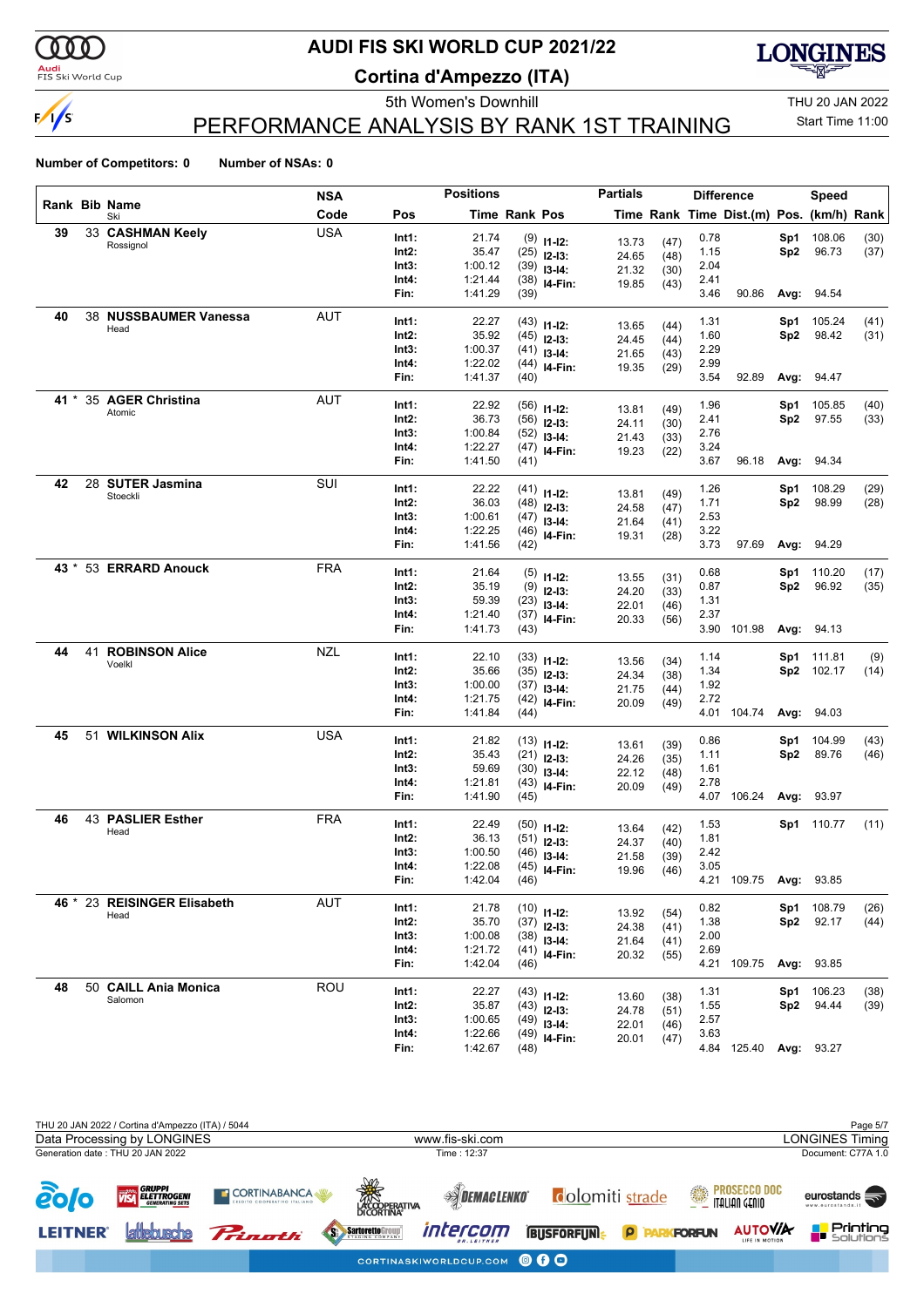# AUDI FIS SKI WORLD CUP 2021/22

## Cortina d'Ampezzo (ITA)

5th Women's Downhill

THU 20 JAN 2022

Start Time 11:00

## PERFORMANCE ANALYSIS BY RANK 1ST TRAINING

**Number of Competitors: 0** **Number of NSAs: 0**

| Rank | Bib | Name / Ski | NSA Code | Pos | Time | Rank | Pos | Time | Rank | Difference Time | Dist.(m) | Pos. | Speed (km/h) | Rank |
|---|---|---|---|---|---|---|---|---|---|---|---|---|---|---|
| 39 | 33 | **CASHMAN Keely** Rossignol | USA | Int1: | 21.74 | (9) | I1-I2: | 13.73 | (47) | 0.78 | | Sp1 | 108.06 | (30) |
| | | | | Int2: | 35.47 | (25) | I2-I3: | 24.65 | (48) | 1.15 | | Sp2 | 96.73 | (37) |
| | | | | Int3: | 1:00.12 | (39) | I3-I4: | 21.32 | (30) | 2.04 | | | | |
| | | | | Int4: | 1:21.44 | (38) | I4-Fin: | 19.85 | (43) | 2.41 | | | | |
| | | | | Fin: | 1:41.29 | (39) | | | | 3.46 | 90.86 | Avg: | 94.54 | |
| 40 | 38 | **NUSSBAUMER Vanessa** Head | AUT | Int1: | 22.27 | (43) | I1-I2: | 13.65 | (44) | 1.31 | | Sp1 | 105.24 | (41) |
| | | | | Int2: | 35.92 | (45) | I2-I3: | 24.45 | (44) | 1.60 | | Sp2 | 98.42 | (31) |
| | | | | Int3: | 1:00.37 | (41) | I3-I4: | 21.65 | (43) | 2.29 | | | | |
| | | | | Int4: | 1:22.02 | (44) | I4-Fin: | 19.35 | (29) | 2.99 | | | | |
| | | | | Fin: | 1:41.37 | (40) | | | | 3.54 | 92.89 | Avg: | 94.47 | |
| 41 * | 35 | **AGER Christina** Atomic | AUT | Int1: | 22.92 | (56) | I1-I2: | 13.81 | (49) | 1.96 | | Sp1 | 105.85 | (40) |
| | | | | Int2: | 36.73 | (56) | I2-I3: | 24.11 | (30) | 2.41 | | Sp2 | 97.55 | (33) |
| | | | | Int3: | 1:00.84 | (52) | I3-I4: | 21.43 | (33) | 2.76 | | | | |
| | | | | Int4: | 1:22.27 | (47) | I4-Fin: | 19.23 | (22) | 3.24 | | | | |
| | | | | Fin: | 1:41.50 | (41) | | | | 3.67 | 96.18 | Avg: | 94.34 | |
| 42 | 28 | **SUTER Jasmina** Stoeckli | SUI | Int1: | 22.22 | (41) | I1-I2: | 13.81 | (49) | 1.26 | | Sp1 | 108.29 | (29) |
| | | | | Int2: | 36.03 | (48) | I2-I3: | 24.58 | (47) | 1.71 | | Sp2 | 98.99 | (28) |
| | | | | Int3: | 1:00.61 | (47) | I3-I4: | 21.64 | (41) | 2.53 | | | | |
| | | | | Int4: | 1:22.25 | (46) | I4-Fin: | 19.31 | (28) | 3.22 | | | | |
| | | | | Fin: | 1:41.56 | (42) | | | | 3.73 | 97.69 | Avg: | 94.29 | |
| 43 * | 53 | **ERRARD Anouck** | FRA | Int1: | 21.64 | (5) | I1-I2: | 13.55 | (31) | 0.68 | | Sp1 | 110.20 | (17) |
| | | | | Int2: | 35.19 | (9) | I2-I3: | 24.20 | (33) | 0.87 | | Sp2 | 96.92 | (35) |
| | | | | Int3: | 59.39 | (23) | I3-I4: | 22.01 | (46) | 1.31 | | | | |
| | | | | Int4: | 1:21.40 | (37) | I4-Fin: | 20.33 | (56) | 2.37 | | | | |
| | | | | Fin: | 1:41.73 | (43) | | | | 3.90 | 101.98 | Avg: | 94.13 | |
| 44 | 41 | **ROBINSON Alice** Voelkl | NZL | Int1: | 22.10 | (33) | I1-I2: | 13.56 | (34) | 1.14 | | Sp1 | 111.81 | (9) |
| | | | | Int2: | 35.66 | (35) | I2-I3: | 24.34 | (38) | 1.34 | | Sp2 | 102.17 | (14) |
| | | | | Int3: | 1:00.00 | (37) | I3-I4: | 21.75 | (44) | 1.92 | | | | |
| | | | | Int4: | 1:21.75 | (42) | I4-Fin: | 20.09 | (49) | 2.72 | | | | |
| | | | | Fin: | 1:41.84 | (44) | | | | 4.01 | 104.74 | Avg: | 94.03 | |
| 45 | 51 | **WILKINSON Alix** | USA | Int1: | 21.82 | (13) | I1-I2: | 13.61 | (39) | 0.86 | | Sp1 | 104.99 | (43) |
| | | | | Int2: | 35.43 | (21) | I2-I3: | 24.26 | (35) | 1.11 | | Sp2 | 89.76 | (46) |
| | | | | Int3: | 59.69 | (30) | I3-I4: | 22.12 | (48) | 1.61 | | | | |
| | | | | Int4: | 1:21.81 | (43) | I4-Fin: | 20.09 | (49) | 2.78 | | | | |
| | | | | Fin: | 1:41.90 | (45) | | | | 4.07 | 106.24 | Avg: | 93.97 | |
| 46 | 43 | **PASLIER Esther** Head | FRA | Int1: | 22.49 | (50) | I1-I2: | 13.64 | (42) | 1.53 | | Sp1 | 110.77 | (11) |
| | | | | Int2: | 36.13 | (51) | I2-I3: | 24.37 | (40) | 1.81 | | | | |
| | | | | Int3: | 1:00.50 | (46) | I3-I4: | 21.58 | (39) | 2.42 | | | | |
| | | | | Int4: | 1:22.08 | (45) | I4-Fin: | 19.96 | (46) | 3.05 | | | | |
| | | | | Fin: | 1:42.04 | (46) | | | | 4.21 | 109.75 | Avg: | 93.85 | |
| 46 * | 23 | **REISINGER Elisabeth** Head | AUT | Int1: | 21.78 | (10) | I1-I2: | 13.92 | (54) | 0.82 | | Sp1 | 108.79 | (26) |
| | | | | Int2: | 35.70 | (37) | I2-I3: | 24.38 | (41) | 1.38 | | Sp2 | 92.17 | (44) |
| | | | | Int3: | 1:00.08 | (38) | I3-I4: | 21.64 | (41) | 2.00 | | | | |
| | | | | Int4: | 1:21.72 | (41) | I4-Fin: | 20.32 | (55) | 2.69 | | | | |
| | | | | Fin: | 1:42.04 | (46) | | | | 4.21 | 109.75 | Avg: | 93.85 | |
| 48 | 50 | **CAILL Ania Monica** Salomon | ROU | Int1: | 22.27 | (43) | I1-I2: | 13.60 | (38) | 1.31 | | Sp1 | 106.23 | (38) |
| | | | | Int2: | 35.87 | (43) | I2-I3: | 24.78 | (51) | 1.55 | | Sp2 | 94.44 | (39) |
| | | | | Int3: | 1:00.65 | (49) | I3-I4: | 22.01 | (46) | 2.57 | | | | |
| | | | | Int4: | 1:22.66 | (49) | I4-Fin: | 20.01 | (47) | 3.63 | | | | |
| | | | | Fin: | 1:42.67 | (48) | | | | 4.84 | 125.40 | Avg: | 93.27 | |

THU 20 JAN 2022 / Cortina d'Ampezzo (ITA) / 5044

Data Processing by LONGINES | www.fis-ski.com | LONGINES Timing

Generation date : THU 20 JAN 2022 | Time : 12:37 | Document: C77A 1.0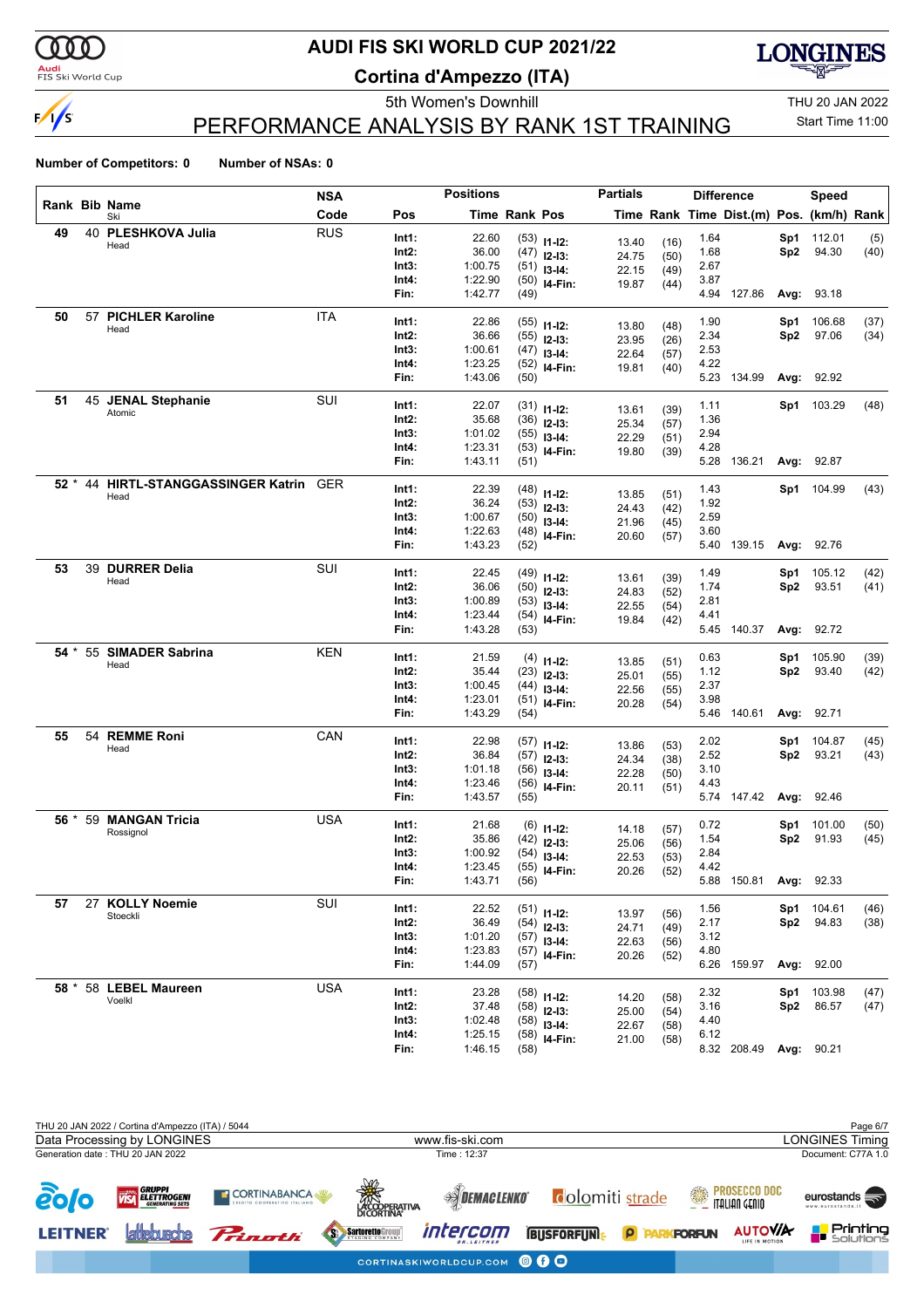# AUDI FIS SKI WORLD CUP 2021/22

## Cortina d'Ampezzo (ITA)

5th Women's Downhill

THU 20 JAN 2022

Start Time 11:00

## PERFORMANCE ANALYSIS BY RANK 1ST TRAINING

**Number of Competitors: 0** **Number of NSAs: 0**

| Rank | Bib | Name / Ski | NSA Code | Pos | Time | Rank | Pos | Partials Time | Partials Rank | Difference Time | Dist.(m) | Pos. | Speed (km/h) | Speed Rank |
|---|---|---|---|---|---|---|---|---|---|---|---|---|---|---|
| 49 | 40 | **PLESHKOVA Julia** Head | RUS | Int1: | 22.60 | (53) | I1-I2: | 13.40 | (16) | 1.64 | | Sp1 | 112.01 | (5) |
| | | | | Int2: | 36.00 | (47) | I2-I3: | 24.75 | (50) | 1.68 | | Sp2 | 94.30 | (40) |
| | | | | Int3: | 1:00.75 | (51) | I3-I4: | 22.15 | (49) | 2.67 | | | | |
| | | | | Int4: | 1:22.90 | (50) | I4-Fin: | 19.87 | (44) | 3.87 | | | | |
| | | | | Fin: | 1:42.77 | (49) | | | | 4.94 | 127.86 | Avg: | 93.18 | |
| 50 | 57 | **PICHLER Karoline** Head | ITA | Int1: | 22.86 | (55) | I1-I2: | 13.80 | (48) | 1.90 | | Sp1 | 106.68 | (37) |
| | | | | Int2: | 36.66 | (55) | I2-I3: | 23.95 | (26) | 2.34 | | Sp2 | 97.06 | (34) |
| | | | | Int3: | 1:00.61 | (47) | I3-I4: | 22.64 | (57) | 2.53 | | | | |
| | | | | Int4: | 1:23.25 | (52) | I4-Fin: | 19.81 | (40) | 4.22 | | | | |
| | | | | Fin: | 1:43.06 | (50) | | | | 5.23 | 134.99 | Avg: | 92.92 | |
| 51 | 45 | **JENAL Stephanie** Atomic | SUI | Int1: | 22.07 | (31) | I1-I2: | 13.61 | (39) | 1.11 | | Sp1 | 103.29 | (48) |
| | | | | Int2: | 35.68 | (36) | I2-I3: | 25.34 | (57) | 1.36 | | | | |
| | | | | Int3: | 1:01.02 | (55) | I3-I4: | 22.29 | (51) | 2.94 | | | | |
| | | | | Int4: | 1:23.31 | (53) | I4-Fin: | 19.80 | (39) | 4.28 | | | | |
| | | | | Fin: | 1:43.11 | (51) | | | | 5.28 | 136.21 | Avg: | 92.87 | |
| 52 * | 44 | **HIRTL-STANGGASSINGER Katrin** Head | GER | Int1: | 22.39 | (48) | I1-I2: | 13.85 | (51) | 1.43 | | Sp1 | 104.99 | (43) |
| | | | | Int2: | 36.24 | (53) | I2-I3: | 24.43 | (42) | 1.92 | | | | |
| | | | | Int3: | 1:00.67 | (50) | I3-I4: | 21.96 | (45) | 2.59 | | | | |
| | | | | Int4: | 1:22.63 | (48) | I4-Fin: | 20.60 | (57) | 3.60 | | | | |
| | | | | Fin: | 1:43.23 | (52) | | | | 5.40 | 139.15 | Avg: | 92.76 | |
| 53 | 39 | **DURRER Delia** Head | SUI | Int1: | 22.45 | (49) | I1-I2: | 13.61 | (39) | 1.49 | | Sp1 | 105.12 | (42) |
| | | | | Int2: | 36.06 | (50) | I2-I3: | 24.83 | (52) | 1.74 | | Sp2 | 93.51 | (41) |
| | | | | Int3: | 1:00.89 | (53) | I3-I4: | 22.55 | (54) | 2.81 | | | | |
| | | | | Int4: | 1:23.44 | (54) | I4-Fin: | 19.84 | (42) | 4.41 | | | | |
| | | | | Fin: | 1:43.28 | (53) | | | | 5.45 | 140.37 | Avg: | 92.72 | |
| 54 * | 55 | **SIMADER Sabrina** Head | KEN | Int1: | 21.59 | (4) | I1-I2: | 13.85 | (51) | 0.63 | | Sp1 | 105.90 | (39) |
| | | | | Int2: | 35.44 | (23) | I2-I3: | 25.01 | (55) | 1.12 | | Sp2 | 93.40 | (42) |
| | | | | Int3: | 1:00.45 | (44) | I3-I4: | 22.56 | (55) | 2.37 | | | | |
| | | | | Int4: | 1:23.01 | (51) | I4-Fin: | 20.28 | (54) | 3.98 | | | | |
| | | | | Fin: | 1:43.29 | (54) | | | | 5.46 | 140.61 | Avg: | 92.71 | |
| 55 | 54 | **REMME Roni** Head | CAN | Int1: | 22.98 | (57) | I1-I2: | 13.86 | (53) | 2.02 | | Sp1 | 104.87 | (45) |
| | | | | Int2: | 36.84 | (57) | I2-I3: | 24.34 | (38) | 2.52 | | Sp2 | 93.21 | (43) |
| | | | | Int3: | 1:01.18 | (56) | I3-I4: | 22.28 | (50) | 3.10 | | | | |
| | | | | Int4: | 1:23.46 | (56) | I4-Fin: | 20.11 | (51) | 4.43 | | | | |
| | | | | Fin: | 1:43.57 | (55) | | | | 5.74 | 147.42 | Avg: | 92.46 | |
| 56 * | 59 | **MANGAN Tricia** Rossignol | USA | Int1: | 21.68 | (6) | I1-I2: | 14.18 | (57) | 0.72 | | Sp1 | 101.00 | (50) |
| | | | | Int2: | 35.86 | (42) | I2-I3: | 25.06 | (56) | 1.54 | | Sp2 | 91.93 | (45) |
| | | | | Int3: | 1:00.92 | (54) | I3-I4: | 22.53 | (53) | 2.84 | | | | |
| | | | | Int4: | 1:23.45 | (55) | I4-Fin: | 20.26 | (52) | 4.42 | | | | |
| | | | | Fin: | 1:43.71 | (56) | | | | 5.88 | 150.81 | Avg: | 92.33 | |
| 57 | 27 | **KOLLY Noemie** Stoeckli | SUI | Int1: | 22.52 | (51) | I1-I2: | 13.97 | (56) | 1.56 | | Sp1 | 104.61 | (46) |
| | | | | Int2: | 36.49 | (54) | I2-I3: | 24.71 | (49) | 2.17 | | Sp2 | 94.83 | (38) |
| | | | | Int3: | 1:01.20 | (57) | I3-I4: | 22.63 | (56) | 3.12 | | | | |
| | | | | Int4: | 1:23.83 | (57) | I4-Fin: | 20.26 | (52) | 4.80 | | | | |
| | | | | Fin: | 1:44.09 | (57) | | | | 6.26 | 159.97 | Avg: | 92.00 | |
| 58 * | 58 | **LEBEL Maureen** Voelkl | USA | Int1: | 23.28 | (58) | I1-I2: | 14.20 | (58) | 2.32 | | Sp1 | 103.98 | (47) |
| | | | | Int2: | 37.48 | (58) | I2-I3: | 25.00 | (54) | 3.16 | | Sp2 | 86.57 | (47) |
| | | | | Int3: | 1:02.48 | (58) | I3-I4: | 22.67 | (58) | 4.40 | | | | |
| | | | | Int4: | 1:25.15 | (58) | I4-Fin: | 21.00 | (58) | 6.12 | | | | |
| | | | | Fin: | 1:46.15 | (58) | | | | 8.32 | 208.49 | Avg: | 90.21 | |

THU 20 JAN 2022 / Cortina d'Ampezzo (ITA) / 5044

Data Processing by LONGINES — www.fis-ski.com — LONGINES Timing

Generation date : THU 20 JAN 2022 — Time : 12:37 — Document: C77A 1.0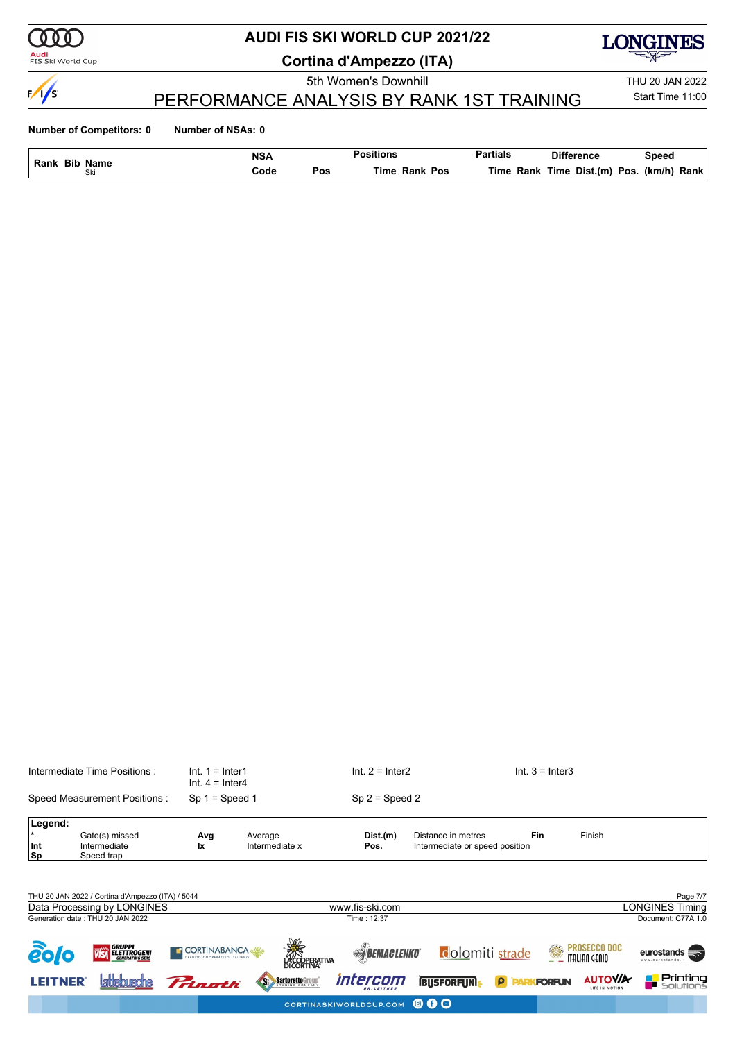# AUDI FIS SKI WORLD CUP 2021/22

## Cortina d'Ampezzo (ITA)

5th Women's Downhill

THU 20 JAN 2022

Start Time 11:00

# PERFORMANCE ANALYSIS BY RANK 1ST TRAINING

**Number of Competitors: 0** **Number of NSAs: 0**

| Rank | Bib | Name<br>Ski | NSA<br>Code | Pos | Positions<br>Time | Rank | Pos | Partials<br>Time | Rank | Difference<br>Time | Dist.(m) | Pos. | Speed<br>(km/h) | Rank |
|---|---|---|---|---|---|---|---|---|---|---|---|---|---|---|

Intermediate Time Positions : Int. 1 = Inter1, Int. 2 = Inter2, Int. 3 = Inter3, Int. 4 = Inter4

Speed Measurement Positions : Sp 1 = Speed 1, Sp 2 = Speed 2

**Legend:**

| | | | | | | | |
|---|---|---|---|---|---|---|---|
| * | Gate(s) missed | Avg | Average | Dist.(m) | Distance in metres | Fin | Finish |
| Int | Intermediate | Ix | Intermediate x | Pos. | Intermediate or speed position | | |
| Sp | Speed trap | | | | | | |

THU 20 JAN 2022 / Cortina d'Ampezzo (ITA) / 5044

Data Processing by LONGINES — www.fis-ski.com — LONGINES Timing

Generation date : THU 20 JAN 2022 — Time : 12:37 — Document: C77A 1.0